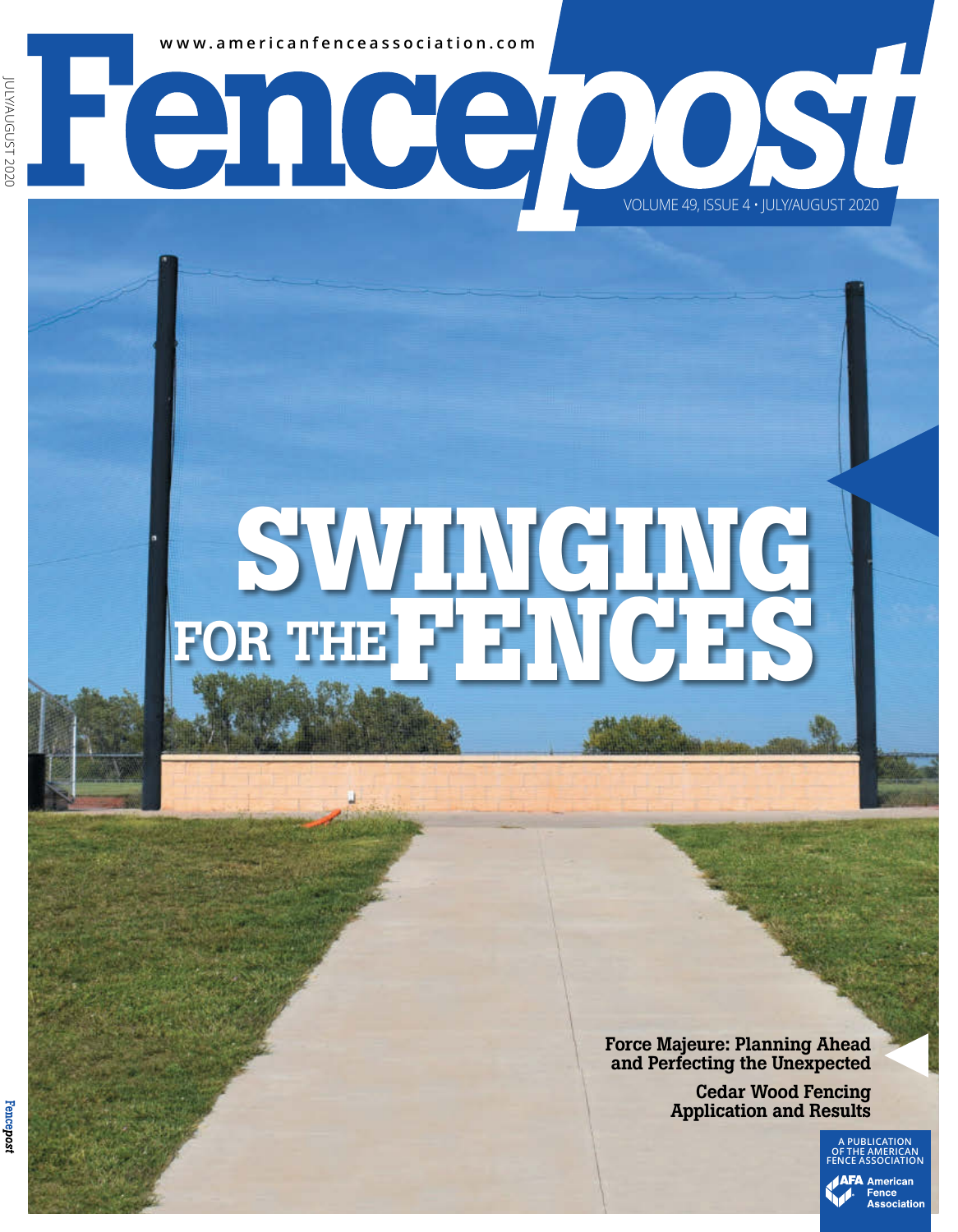www.americanfenceassociation.com

# Fencepost

VOLUME 49, ISSUE 4 • JULY/AUGUST 2020

# SWINGING FOR THE FENCES

**Force Majeure: Planning Ahead and Perfecting the Unexpected**

**Cedar Wood Fencing Application and Results**

A PUBLICATION OF THE AMERICAN FENCE ASSOCIATION

AFA American Fence Association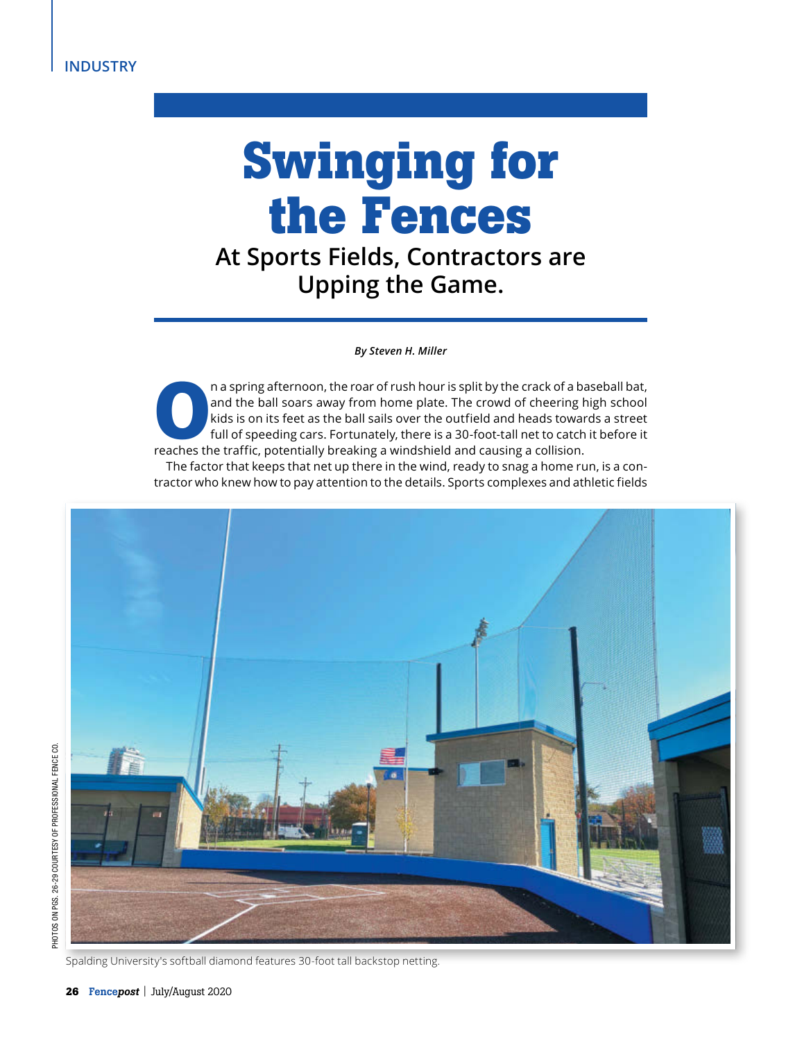INDUSTRY

# Swinging for the Fences

## At Sports Fields, Contractors are Upping the Game.

***By Steven H. Miller***

On a spring afternoon, the roar of rush hour is split by the crack of a baseball bat, and the ball soars away from home plate. The crowd of cheering high school kids is on its feet as the ball sails over the outfield and heads towards a street full of speeding cars. Fortunately, there is a 30-foot-tall net to catch it before it reaches the traffic, potentially breaking a windshield and causing a collision.

The factor that keeps that net up there in the wind, ready to snag a home run, is a contractor who knew how to pay attention to the details. Sports complexes and athletic fields

Spalding University's softball diamond features 30-foot tall backstop netting.

PHOTOS ON PGS. 26-29 COURTESY OF PROFESSIONAL FENCE CO.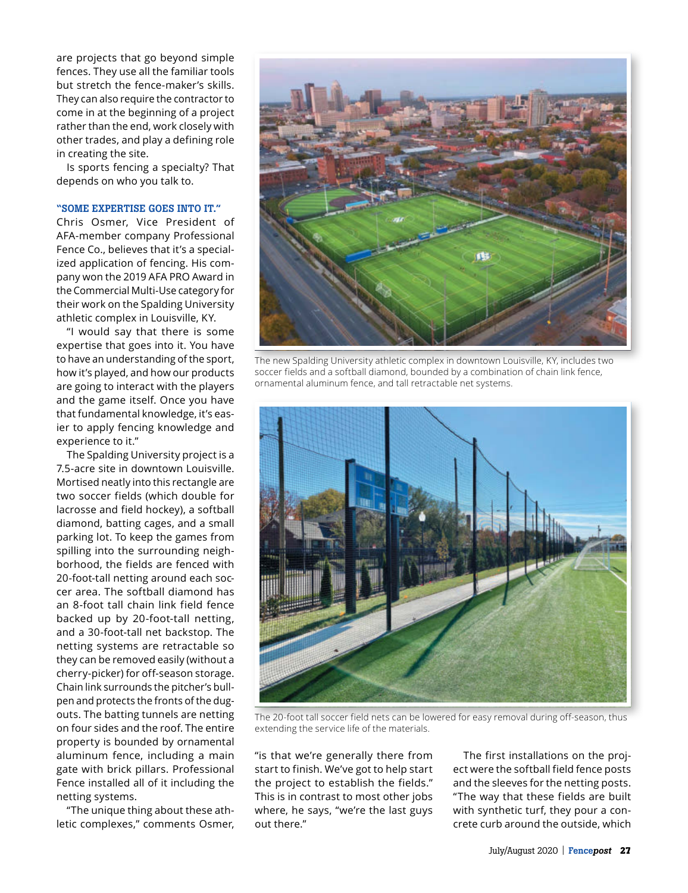are projects that go beyond simple fences. They use all the familiar tools but stretch the fence-maker's skills. They can also require the contractor to come in at the beginning of a project rather than the end, work closely with other trades, and play a defining role in creating the site.

Is sports fencing a specialty? That depends on who you talk to.

### "SOME EXPERTISE GOES INTO IT."

Chris Osmer, Vice President of AFA-member company Professional Fence Co., believes that it's a specialized application of fencing. His company won the 2019 AFA PRO Award in the Commercial Multi-Use category for their work on the Spalding University athletic complex in Louisville, KY.

"I would say that there is some expertise that goes into it. You have to have an understanding of the sport, how it's played, and how our products are going to interact with the players and the game itself. Once you have that fundamental knowledge, it's easier to apply fencing knowledge and experience to it."

The Spalding University project is a 7.5-acre site in downtown Louisville. Mortised neatly into this rectangle are two soccer fields (which double for lacrosse and field hockey), a softball diamond, batting cages, and a small parking lot. To keep the games from spilling into the surrounding neighborhood, the fields are fenced with 20-foot-tall netting around each soccer area. The softball diamond has an 8-foot tall chain link field fence backed up by 20-foot-tall netting, and a 30-foot-tall net backstop. The netting systems are retractable so they can be removed easily (without a cherry-picker) for off-season storage. Chain link surrounds the pitcher's bullpen and protects the fronts of the dugouts. The batting tunnels are netting on four sides and the roof. The entire property is bounded by ornamental aluminum fence, including a main gate with brick pillars. Professional Fence installed all of it including the netting systems.

"The unique thing about these athletic complexes," comments Osmer, "is that we're generally there from start to finish. We've got to help start the project to establish the fields." This is in contrast to most other jobs where, he says, "we're the last guys out there."

The first installations on the project were the softball field fence posts and the sleeves for the netting posts. "The way that these fields are built with synthetic turf, they pour a concrete curb around the outside, which

The new Spalding University athletic complex in downtown Louisville, KY, includes two soccer fields and a softball diamond, bounded by a combination of chain link fence, ornamental aluminum fence, and tall retractable net systems.

The 20-foot tall soccer field nets can be lowered for easy removal during off-season, thus extending the service life of the materials.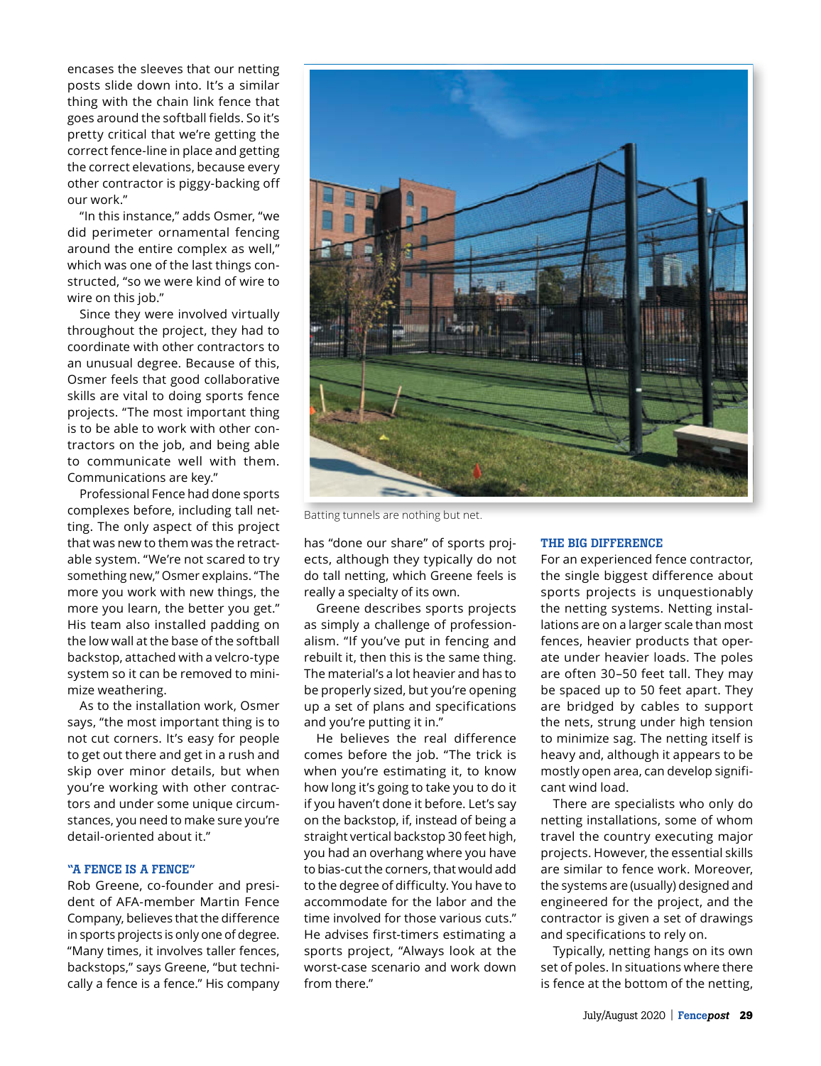encases the sleeves that our netting posts slide down into. It's a similar thing with the chain link fence that goes around the softball fields. So it's pretty critical that we're getting the correct fence-line in place and getting the correct elevations, because every other contractor is piggy-backing off our work."

"In this instance," adds Osmer, "we did perimeter ornamental fencing around the entire complex as well," which was one of the last things constructed, "so we were kind of wire to wire on this job."

Since they were involved virtually throughout the project, they had to coordinate with other contractors to an unusual degree. Because of this, Osmer feels that good collaborative skills are vital to doing sports fence projects. "The most important thing is to be able to work with other contractors on the job, and being able to communicate well with them. Communications are key."

Professional Fence had done sports complexes before, including tall netting. The only aspect of this project that was new to them was the retractable system. "We're not scared to try something new," Osmer explains. "The more you work with new things, the more you learn, the better you get." His team also installed padding on the low wall at the base of the softball backstop, attached with a velcro-type system so it can be removed to minimize weathering.

As to the installation work, Osmer says, "the most important thing is to not cut corners. It's easy for people to get out there and get in a rush and skip over minor details, but when you're working with other contractors and under some unique circumstances, you need to make sure you're detail-oriented about it."

Batting tunnels are nothing but net.

## "A FENCE IS A FENCE"

Rob Greene, co-founder and president of AFA-member Martin Fence Company, believes that the difference in sports projects is only one of degree. "Many times, it involves taller fences, backstops," says Greene, "but technically a fence is a fence." His company has "done our share" of sports projects, although they typically do not do tall netting, which Greene feels is really a specialty of its own.

Greene describes sports projects as simply a challenge of professionalism. "If you've put in fencing and rebuilt it, then this is the same thing. The material's a lot heavier and has to be properly sized, but you're opening up a set of plans and specifications and you're putting it in."

He believes the real difference comes before the job. "The trick is when you're estimating it, to know how long it's going to take you to do it if you haven't done it before. Let's say on the backstop, if, instead of being a straight vertical backstop 30 feet high, you had an overhang where you have to bias-cut the corners, that would add to the degree of difficulty. You have to accommodate for the labor and the time involved for those various cuts." He advises first-timers estimating a sports project, "Always look at the worst-case scenario and work down from there."

## THE BIG DIFFERENCE

For an experienced fence contractor, the single biggest difference about sports projects is unquestionably the netting systems. Netting installations are on a larger scale than most fences, heavier products that operate under heavier loads. The poles are often 30–50 feet tall. They may be spaced up to 50 feet apart. They are bridged by cables to support the nets, strung under high tension to minimize sag. The netting itself is heavy and, although it appears to be mostly open area, can develop significant wind load.

There are specialists who only do netting installations, some of whom travel the country executing major projects. However, the essential skills are similar to fence work. Moreover, the systems are (usually) designed and engineered for the project, and the contractor is given a set of drawings and specifications to rely on.

Typically, netting hangs on its own set of poles. In situations where there is fence at the bottom of the netting,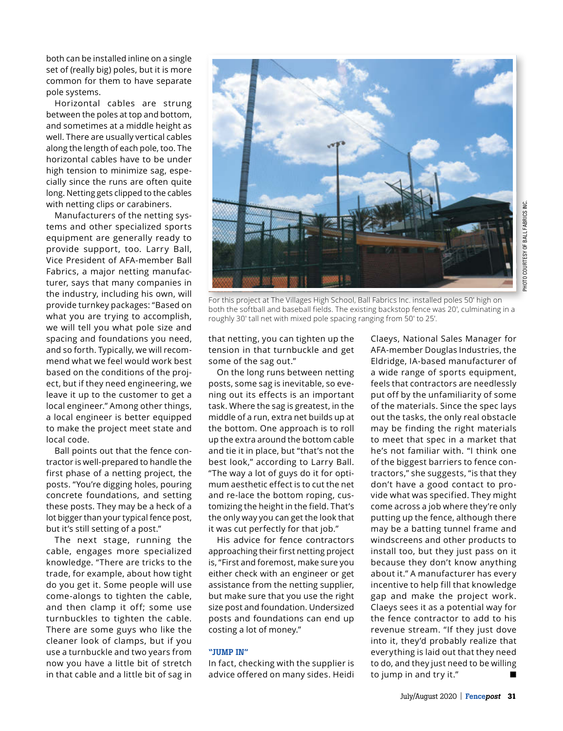both can be installed inline on a single set of (really big) poles, but it is more common for them to have separate pole systems.

Horizontal cables are strung between the poles at top and bottom, and sometimes at a middle height as well. There are usually vertical cables along the length of each pole, too. The horizontal cables have to be under high tension to minimize sag, especially since the runs are often quite long. Netting gets clipped to the cables with netting clips or carabiners.

Manufacturers of the netting systems and other specialized sports equipment are generally ready to provide support, too. Larry Ball, Vice President of AFA-member Ball Fabrics, a major netting manufacturer, says that many companies in the industry, including his own, will provide turnkey packages: "Based on what you are trying to accomplish, we will tell you what pole size and spacing and foundations you need, and so forth. Typically, we will recommend what we feel would work best based on the conditions of the project, but if they need engineering, we leave it up to the customer to get a local engineer." Among other things, a local engineer is better equipped to make the project meet state and local code.

Ball points out that the fence contractor is well-prepared to handle the first phase of a netting project, the posts. "You're digging holes, pouring concrete foundations, and setting these posts. They may be a heck of a lot bigger than your typical fence post, but it's still setting of a post."

The next stage, running the cable, engages more specialized knowledge. "There are tricks to the trade, for example, about how tight do you get it. Some people will use come-alongs to tighten the cable, and then clamp it off; some use turnbuckles to tighten the cable. There are some guys who like the cleaner look of clamps, but if you use a turnbuckle and two years from now you have a little bit of stretch in that cable and a little bit of sag in that netting, you can tighten up the tension in that turnbuckle and get some of the sag out."

PHOTO COURTESY OF BALL FABRICS INC.

For this project at The Villages High School, Ball Fabrics Inc. installed poles 50' high on both the softball and baseball fields. The existing backstop fence was 20', culminating in a roughly 30' tall net with mixed pole spacing ranging from 50' to 25'.

On the long runs between netting posts, some sag is inevitable, so evening out its effects is an important task. Where the sag is greatest, in the middle of a run, extra net builds up at the bottom. One approach is to roll up the extra around the bottom cable and tie it in place, but "that's not the best look," according to Larry Ball. "The way a lot of guys do it for optimum aesthetic effect is to cut the net and re-lace the bottom roping, customizing the height in the field. That's the only way you can get the look that it was cut perfectly for that job."

His advice for fence contractors approaching their first netting project is, "First and foremost, make sure you either check with an engineer or get assistance from the netting supplier, but make sure that you use the right size post and foundation. Undersized posts and foundations can end up costing a lot of money."

### "JUMP IN"

In fact, checking with the supplier is advice offered on many sides. Heidi Claeys, National Sales Manager for AFA-member Douglas Industries, the Eldridge, IA-based manufacturer of a wide range of sports equipment, feels that contractors are needlessly put off by the unfamiliarity of some of the materials. Since the spec lays out the tasks, the only real obstacle may be finding the right materials to meet that spec in a market that he's not familiar with. "I think one of the biggest barriers to fence contractors," she suggests, "is that they don't have a good contact to provide what was specified. They might come across a job where they're only putting up the fence, although there may be a batting tunnel frame and windscreens and other products to install too, but they just pass on it because they don't know anything about it." A manufacturer has every incentive to help fill that knowledge gap and make the project work. Claeys sees it as a potential way for the fence contractor to add to his revenue stream. "If they just dove into it, they'd probably realize that everything is laid out that they need to do, and they just need to be willing to jump in and try it." ■